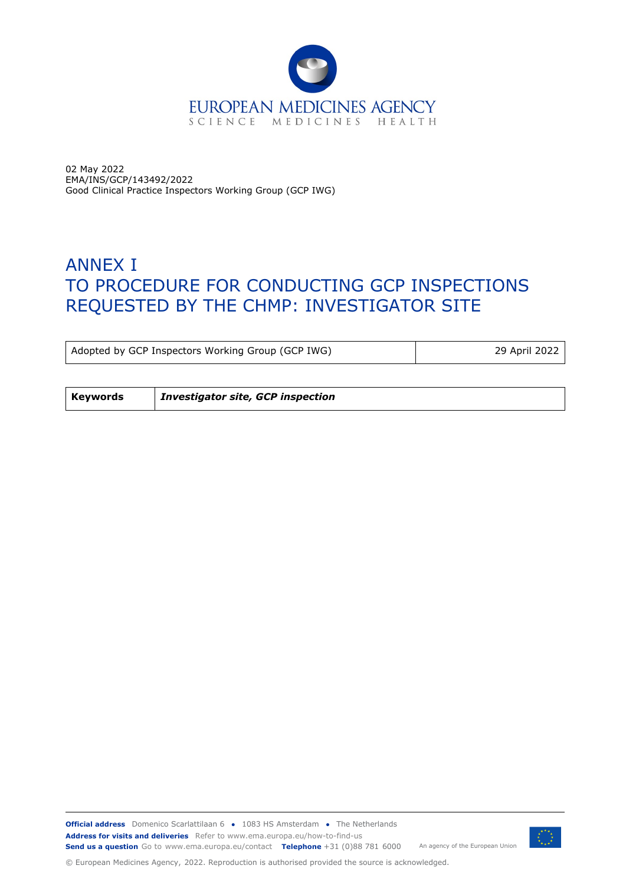EUROPEAN MEDICINES AGENCY
SCIENCE MEDICINES HEALTH

02 May 2022
EMA/INS/GCP/143492/2022
Good Clinical Practice Inspectors Working Group (GCP IWG)

# ANNEX I
# TO PROCEDURE FOR CONDUCTING GCP INSPECTIONS REQUESTED BY THE CHMP: INVESTIGATOR SITE

| Adopted by GCP Inspectors Working Group (GCP IWG) | 29 April 2022 |
|---|---|

| **Keywords** | ***Investigator site, GCP inspection*** |
|---|---|

**Official address** Domenico Scarlattilaan 6 ● 1083 HS Amsterdam ● The Netherlands
**Address for visits and deliveries** Refer to www.ema.europa.eu/how-to-find-us
**Send us a question** Go to www.ema.europa.eu/contact **Telephone** +31 (0)88 781 6000 An agency of the European Union

© European Medicines Agency, 2022. Reproduction is authorised provided the source is acknowledged.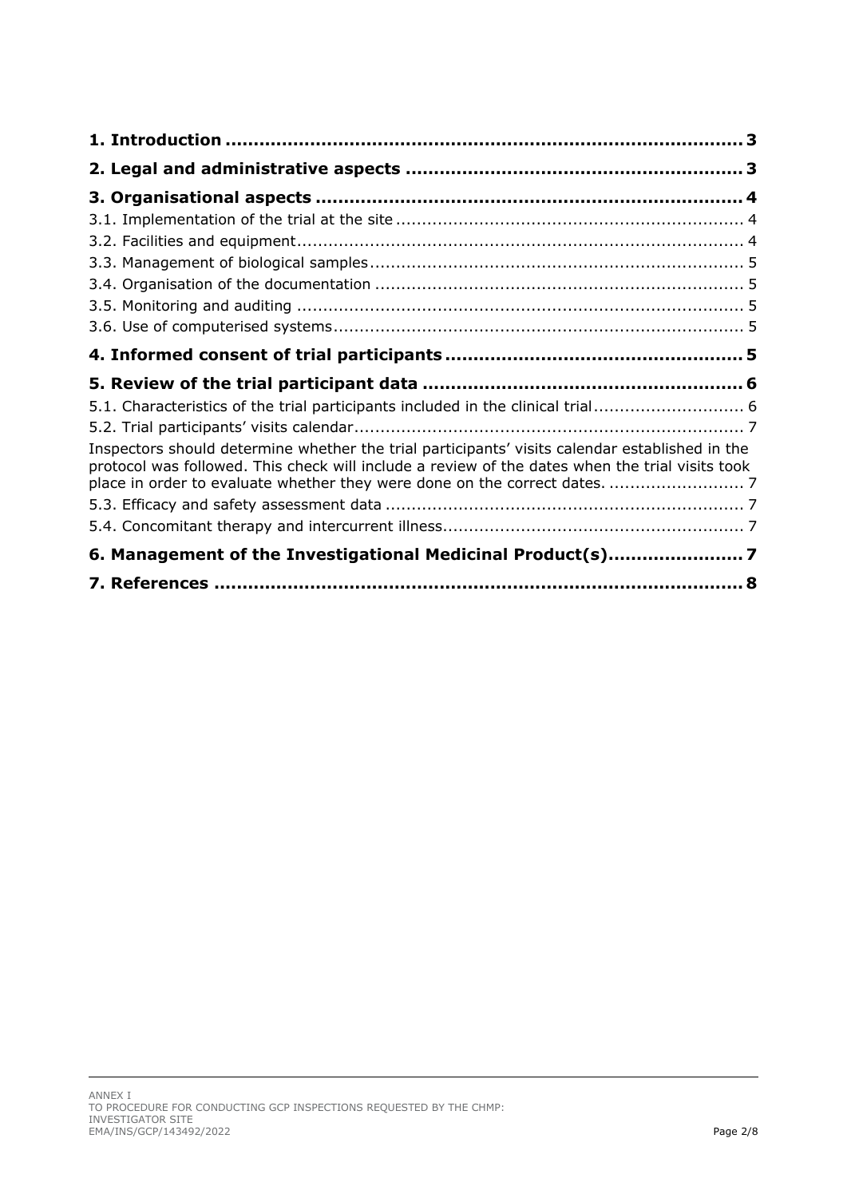**1. Introduction** ............................................................................................ **3**

**2. Legal and administrative aspects** .......................................................... **3**

**3. Organisational aspects** .......................................................................... **4**

3.1. Implementation of the trial at the site ................................................................. 4

3.2. Facilities and equipment..................................................................................... 4

3.3. Management of biological samples....................................................................... 5

3.4. Organisation of the documentation ...................................................................... 5

3.5. Monitoring and auditing ..................................................................................... 5

3.6. Use of computerised systems.............................................................................. 5

**4. Informed consent of trial participants** ................................................... **5**

**5. Review of the trial participant data** ....................................................... **6**

5.1. Characteristics of the trial participants included in the clinical trial............................ 6

5.2. Trial participants' visits calendar.......................................................................... 7

Inspectors should determine whether the trial participants' visits calendar established in the protocol was followed. This check will include a review of the dates when the trial visits took place in order to evaluate whether they were done on the correct dates. .......................... 7

5.3. Efficacy and safety assessment data .................................................................... 7

5.4. Concomitant therapy and intercurrent illness......................................................... 7

**6. Management of the Investigational Medicinal Product(s)**....................... **7**

**7. References** ............................................................................................. **8**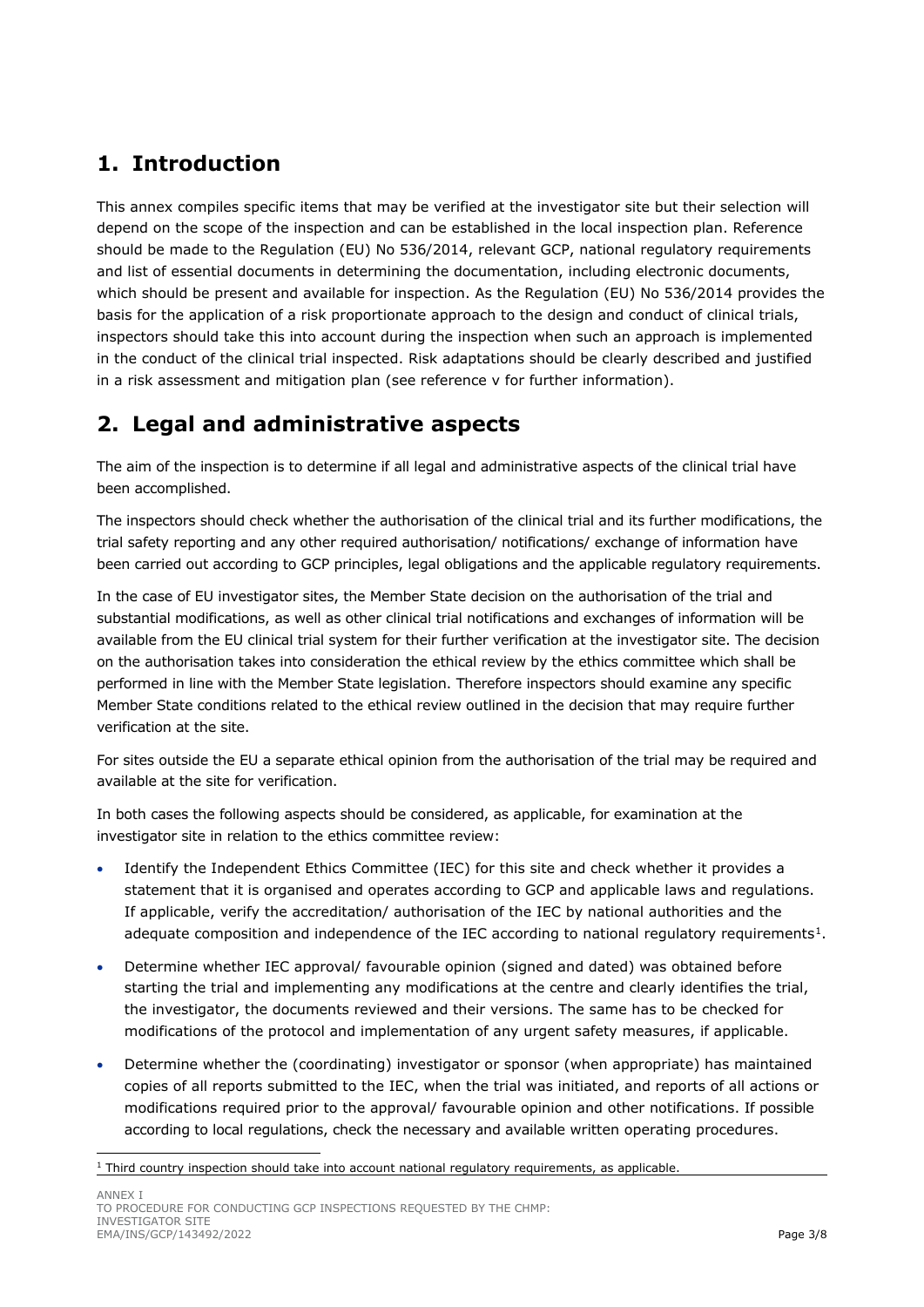# 1. Introduction

This annex compiles specific items that may be verified at the investigator site but their selection will depend on the scope of the inspection and can be established in the local inspection plan. Reference should be made to the Regulation (EU) No 536/2014, relevant GCP, national regulatory requirements and list of essential documents in determining the documentation, including electronic documents, which should be present and available for inspection. As the Regulation (EU) No 536/2014 provides the basis for the application of a risk proportionate approach to the design and conduct of clinical trials, inspectors should take this into account during the inspection when such an approach is implemented in the conduct of the clinical trial inspected. Risk adaptations should be clearly described and justified in a risk assessment and mitigation plan (see reference v for further information).

# 2. Legal and administrative aspects

The aim of the inspection is to determine if all legal and administrative aspects of the clinical trial have been accomplished.

The inspectors should check whether the authorisation of the clinical trial and its further modifications, the trial safety reporting and any other required authorisation/ notifications/ exchange of information have been carried out according to GCP principles, legal obligations and the applicable regulatory requirements.

In the case of EU investigator sites, the Member State decision on the authorisation of the trial and substantial modifications, as well as other clinical trial notifications and exchanges of information will be available from the EU clinical trial system for their further verification at the investigator site. The decision on the authorisation takes into consideration the ethical review by the ethics committee which shall be performed in line with the Member State legislation. Therefore inspectors should examine any specific Member State conditions related to the ethical review outlined in the decision that may require further verification at the site.

For sites outside the EU a separate ethical opinion from the authorisation of the trial may be required and available at the site for verification.

In both cases the following aspects should be considered, as applicable, for examination at the investigator site in relation to the ethics committee review:

- Identify the Independent Ethics Committee (IEC) for this site and check whether it provides a statement that it is organised and operates according to GCP and applicable laws and regulations. If applicable, verify the accreditation/ authorisation of the IEC by national authorities and the adequate composition and independence of the IEC according to national regulatory requirements[1].
- Determine whether IEC approval/ favourable opinion (signed and dated) was obtained before starting the trial and implementing any modifications at the centre and clearly identifies the trial, the investigator, the documents reviewed and their versions. The same has to be checked for modifications of the protocol and implementation of any urgent safety measures, if applicable.
- Determine whether the (coordinating) investigator or sponsor (when appropriate) has maintained copies of all reports submitted to the IEC, when the trial was initiated, and reports of all actions or modifications required prior to the approval/ favourable opinion and other notifications. If possible according to local regulations, check the necessary and available written operating procedures.

[1] Third country inspection should take into account national regulatory requirements, as applicable.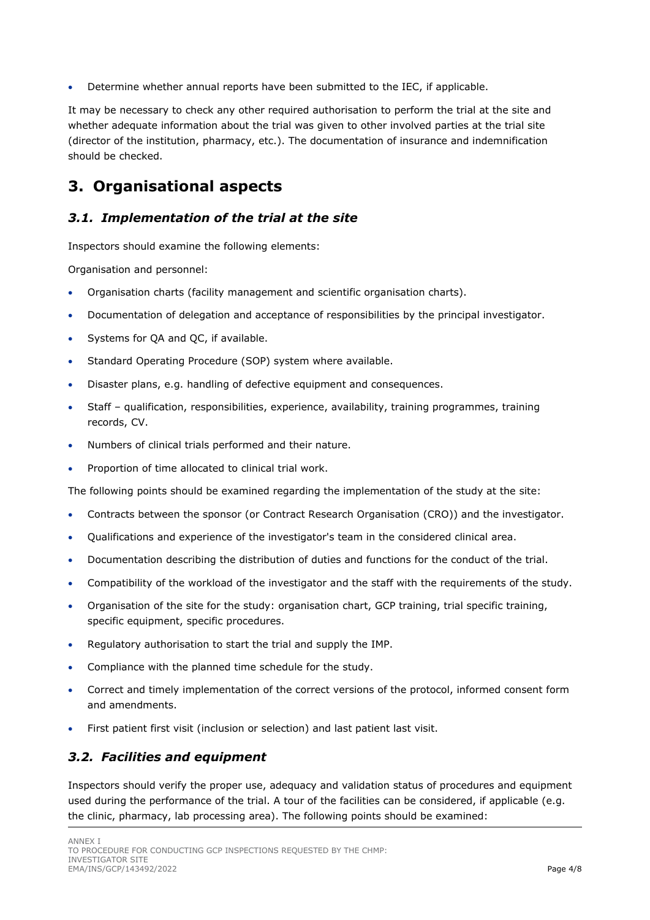- Determine whether annual reports have been submitted to the IEC, if applicable.

It may be necessary to check any other required authorisation to perform the trial at the site and whether adequate information about the trial was given to other involved parties at the trial site (director of the institution, pharmacy, etc.). The documentation of insurance and indemnification should be checked.

# 3. Organisational aspects

## *3.1. Implementation of the trial at the site*

Inspectors should examine the following elements:

Organisation and personnel:

- Organisation charts (facility management and scientific organisation charts).
- Documentation of delegation and acceptance of responsibilities by the principal investigator.
- Systems for QA and QC, if available.
- Standard Operating Procedure (SOP) system where available.
- Disaster plans, e.g. handling of defective equipment and consequences.
- Staff – qualification, responsibilities, experience, availability, training programmes, training records, CV.
- Numbers of clinical trials performed and their nature.
- Proportion of time allocated to clinical trial work.

The following points should be examined regarding the implementation of the study at the site:

- Contracts between the sponsor (or Contract Research Organisation (CRO)) and the investigator.
- Qualifications and experience of the investigator's team in the considered clinical area.
- Documentation describing the distribution of duties and functions for the conduct of the trial.
- Compatibility of the workload of the investigator and the staff with the requirements of the study.
- Organisation of the site for the study: organisation chart, GCP training, trial specific training, specific equipment, specific procedures.
- Regulatory authorisation to start the trial and supply the IMP.
- Compliance with the planned time schedule for the study.
- Correct and timely implementation of the correct versions of the protocol, informed consent form and amendments.
- First patient first visit (inclusion or selection) and last patient last visit.

## *3.2. Facilities and equipment*

Inspectors should verify the proper use, adequacy and validation status of procedures and equipment used during the performance of the trial. A tour of the facilities can be considered, if applicable (e.g. the clinic, pharmacy, lab processing area). The following points should be examined: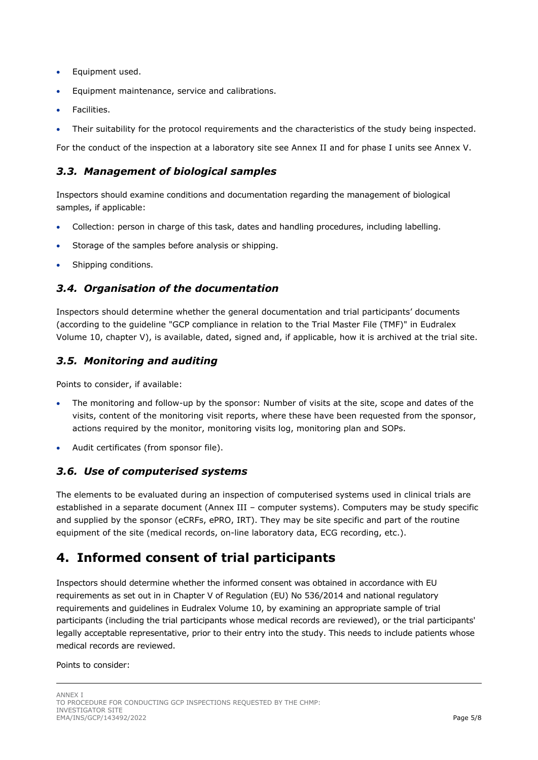- Equipment used.
- Equipment maintenance, service and calibrations.
- Facilities.
- Their suitability for the protocol requirements and the characteristics of the study being inspected.

For the conduct of the inspection at a laboratory site see Annex II and for phase I units see Annex V.

### *3.3. Management of biological samples*

Inspectors should examine conditions and documentation regarding the management of biological samples, if applicable:

- Collection: person in charge of this task, dates and handling procedures, including labelling.
- Storage of the samples before analysis or shipping.
- Shipping conditions.

### *3.4. Organisation of the documentation*

Inspectors should determine whether the general documentation and trial participants' documents (according to the guideline "GCP compliance in relation to the Trial Master File (TMF)" in Eudralex Volume 10, chapter V), is available, dated, signed and, if applicable, how it is archived at the trial site.

### *3.5. Monitoring and auditing*

Points to consider, if available:

- The monitoring and follow-up by the sponsor: Number of visits at the site, scope and dates of the visits, content of the monitoring visit reports, where these have been requested from the sponsor, actions required by the monitor, monitoring visits log, monitoring plan and SOPs.
- Audit certificates (from sponsor file).

### *3.6. Use of computerised systems*

The elements to be evaluated during an inspection of computerised systems used in clinical trials are established in a separate document (Annex III – computer systems). Computers may be study specific and supplied by the sponsor (eCRFs, ePRO, IRT). They may be site specific and part of the routine equipment of the site (medical records, on-line laboratory data, ECG recording, etc.).

## 4. Informed consent of trial participants

Inspectors should determine whether the informed consent was obtained in accordance with EU requirements as set out in in Chapter V of Regulation (EU) No 536/2014 and national regulatory requirements and guidelines in Eudralex Volume 10, by examining an appropriate sample of trial participants (including the trial participants whose medical records are reviewed), or the trial participants' legally acceptable representative, prior to their entry into the study. This needs to include patients whose medical records are reviewed.

Points to consider: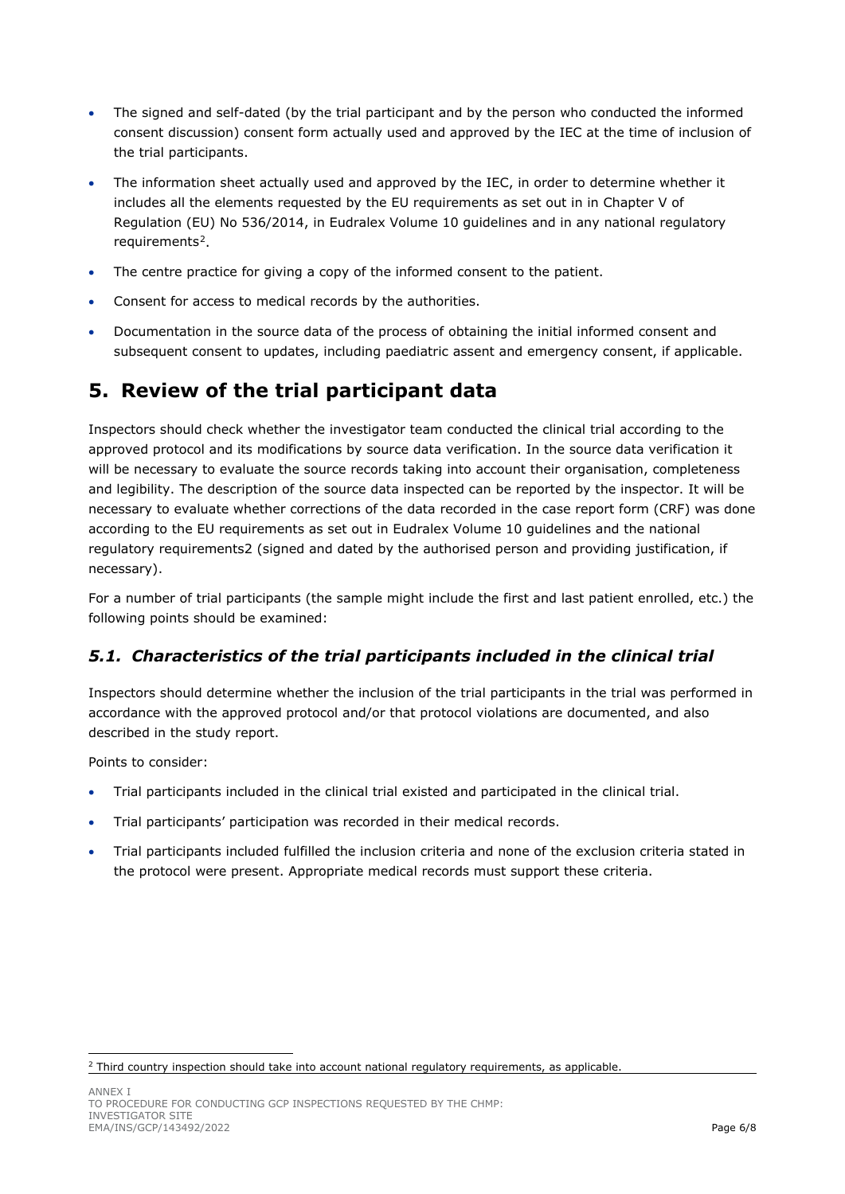- The signed and self-dated (by the trial participant and by the person who conducted the informed consent discussion) consent form actually used and approved by the IEC at the time of inclusion of the trial participants.
- The information sheet actually used and approved by the IEC, in order to determine whether it includes all the elements requested by the EU requirements as set out in in Chapter V of Regulation (EU) No 536/2014, in Eudralex Volume 10 guidelines and in any national regulatory requirements[2].
- The centre practice for giving a copy of the informed consent to the patient.
- Consent for access to medical records by the authorities.
- Documentation in the source data of the process of obtaining the initial informed consent and subsequent consent to updates, including paediatric assent and emergency consent, if applicable.

# 5. Review of the trial participant data

Inspectors should check whether the investigator team conducted the clinical trial according to the approved protocol and its modifications by source data verification. In the source data verification it will be necessary to evaluate the source records taking into account their organisation, completeness and legibility. The description of the source data inspected can be reported by the inspector. It will be necessary to evaluate whether corrections of the data recorded in the case report form (CRF) was done according to the EU requirements as set out in Eudralex Volume 10 guidelines and the national regulatory requirements2 (signed and dated by the authorised person and providing justification, if necessary).

For a number of trial participants (the sample might include the first and last patient enrolled, etc.) the following points should be examined:

## *5.1. Characteristics of the trial participants included in the clinical trial*

Inspectors should determine whether the inclusion of the trial participants in the trial was performed in accordance with the approved protocol and/or that protocol violations are documented, and also described in the study report.

Points to consider:

- Trial participants included in the clinical trial existed and participated in the clinical trial.
- Trial participants' participation was recorded in their medical records.
- Trial participants included fulfilled the inclusion criteria and none of the exclusion criteria stated in the protocol were present. Appropriate medical records must support these criteria.

[2] Third country inspection should take into account national regulatory requirements, as applicable.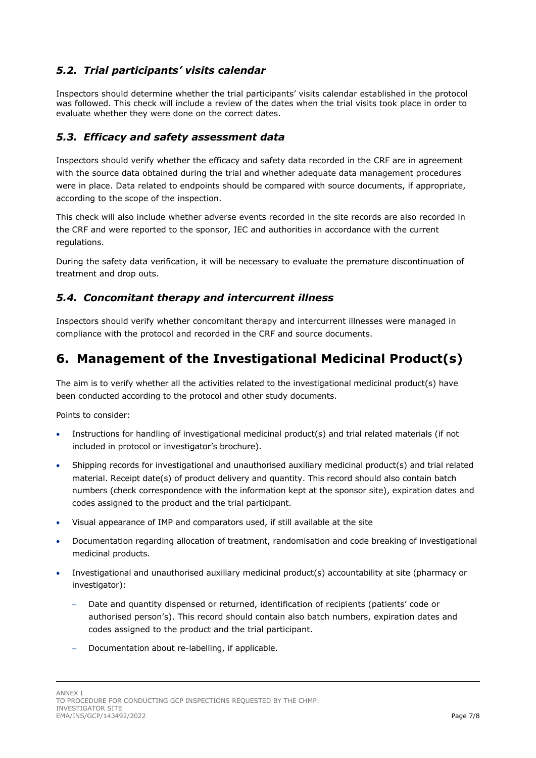### *5.2. Trial participants' visits calendar*

Inspectors should determine whether the trial participants' visits calendar established in the protocol was followed. This check will include a review of the dates when the trial visits took place in order to evaluate whether they were done on the correct dates.

### *5.3. Efficacy and safety assessment data*

Inspectors should verify whether the efficacy and safety data recorded in the CRF are in agreement with the source data obtained during the trial and whether adequate data management procedures were in place. Data related to endpoints should be compared with source documents, if appropriate, according to the scope of the inspection.

This check will also include whether adverse events recorded in the site records are also recorded in the CRF and were reported to the sponsor, IEC and authorities in accordance with the current regulations.

During the safety data verification, it will be necessary to evaluate the premature discontinuation of treatment and drop outs.

### *5.4. Concomitant therapy and intercurrent illness*

Inspectors should verify whether concomitant therapy and intercurrent illnesses were managed in compliance with the protocol and recorded in the CRF and source documents.

## 6. Management of the Investigational Medicinal Product(s)

The aim is to verify whether all the activities related to the investigational medicinal product(s) have been conducted according to the protocol and other study documents.

Points to consider:

- Instructions for handling of investigational medicinal product(s) and trial related materials (if not included in protocol or investigator's brochure).
- Shipping records for investigational and unauthorised auxiliary medicinal product(s) and trial related material. Receipt date(s) of product delivery and quantity. This record should also contain batch numbers (check correspondence with the information kept at the sponsor site), expiration dates and codes assigned to the product and the trial participant.
- Visual appearance of IMP and comparators used, if still available at the site
- Documentation regarding allocation of treatment, randomisation and code breaking of investigational medicinal products.
- Investigational and unauthorised auxiliary medicinal product(s) accountability at site (pharmacy or investigator):
  - Date and quantity dispensed or returned, identification of recipients (patients' code or authorised person's). This record should contain also batch numbers, expiration dates and codes assigned to the product and the trial participant.
  - Documentation about re-labelling, if applicable.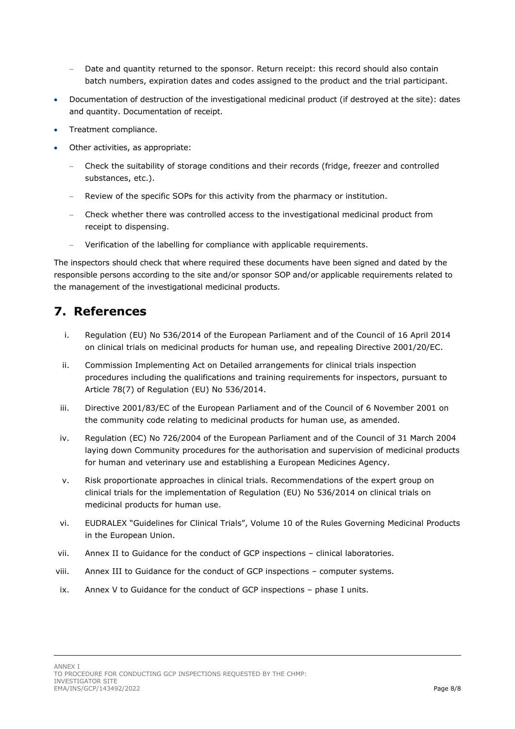- Date and quantity returned to the sponsor. Return receipt: this record should also contain batch numbers, expiration dates and codes assigned to the product and the trial participant.

- Documentation of destruction of the investigational medicinal product (if destroyed at the site): dates and quantity. Documentation of receipt.
- Treatment compliance.
- Other activities, as appropriate:
  - Check the suitability of storage conditions and their records (fridge, freezer and controlled substances, etc.).
  - Review of the specific SOPs for this activity from the pharmacy or institution.
  - Check whether there was controlled access to the investigational medicinal product from receipt to dispensing.
  - Verification of the labelling for compliance with applicable requirements.

The inspectors should check that where required these documents have been signed and dated by the responsible persons according to the site and/or sponsor SOP and/or applicable requirements related to the management of the investigational medicinal products.

# 7. References

i. Regulation (EU) No 536/2014 of the European Parliament and of the Council of 16 April 2014 on clinical trials on medicinal products for human use, and repealing Directive 2001/20/EC.

ii. Commission Implementing Act on Detailed arrangements for clinical trials inspection procedures including the qualifications and training requirements for inspectors, pursuant to Article 78(7) of Regulation (EU) No 536/2014.

iii. Directive 2001/83/EC of the European Parliament and of the Council of 6 November 2001 on the community code relating to medicinal products for human use, as amended.

iv. Regulation (EC) No 726/2004 of the European Parliament and of the Council of 31 March 2004 laying down Community procedures for the authorisation and supervision of medicinal products for human and veterinary use and establishing a European Medicines Agency.

v. Risk proportionate approaches in clinical trials. Recommendations of the expert group on clinical trials for the implementation of Regulation (EU) No 536/2014 on clinical trials on medicinal products for human use.

vi. EUDRALEX "Guidelines for Clinical Trials", Volume 10 of the Rules Governing Medicinal Products in the European Union.

vii. Annex II to Guidance for the conduct of GCP inspections – clinical laboratories.

viii. Annex III to Guidance for the conduct of GCP inspections – computer systems.

ix. Annex V to Guidance for the conduct of GCP inspections – phase I units.